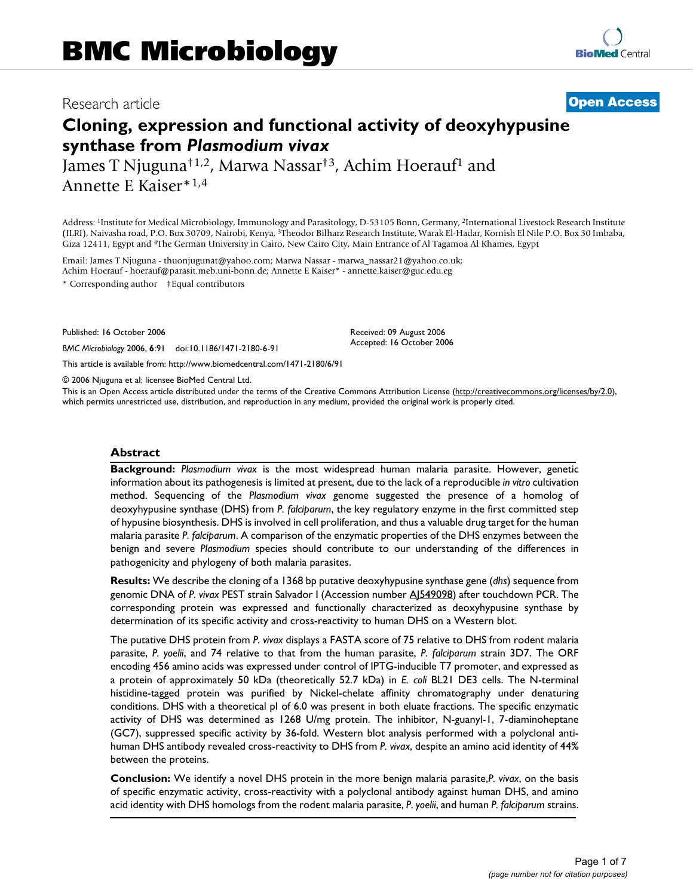# BMC Microbiology

Research article

**Open Access**

# Cloning, expression and functional activity of deoxyhypusine synthase from *Plasmodium vivax*

James T Njuguna[†1,2], Marwa Nassar[†3], Achim Hoerauf[1] and Annette E Kaiser*[1,4]

Address: [1]Institute for Medical Microbiology, Immunology and Parasitology, D-53105 Bonn, Germany, [2]International Livestock Research Institute (ILRI), Naivasha road, P.O. Box 30709, Nairobi, Kenya, [3]Theodor Bilharz Research Institute, Warak El-Hadar, Kornish El Nile P.O. Box 30 Imbaba, Giza 12411, Egypt and [4]The German University in Cairo, New Cairo City, Main Entrance of Al Tagamoa Al Khames, Egypt

Email: James T Njuguna - thuonjugunat@yahoo.com; Marwa Nassar - marwa_nassar21@yahoo.co.uk; Achim Hoerauf - hoerauf@parasit.meb.uni-bonn.de; Annette E Kaiser* - annette.kaiser@guc.edu.eg

\* Corresponding author †Equal contributors

Published: 16 October 2006

*BMC Microbiology* 2006, **6**:91 doi:10.1186/1471-2180-6-91

Received: 09 August 2006
Accepted: 16 October 2006

This article is available from: http://www.biomedcentral.com/1471-2180/6/91

© 2006 Njuguna et al; licensee BioMed Central Ltd.

This is an Open Access article distributed under the terms of the Creative Commons Attribution License (http://creativecommons.org/licenses/by/2.0), which permits unrestricted use, distribution, and reproduction in any medium, provided the original work is properly cited.

## Abstract

**Background:** *Plasmodium vivax* is the most widespread human malaria parasite. However, genetic information about its pathogenesis is limited at present, due to the lack of a reproducible *in vitro* cultivation method. Sequencing of the *Plasmodium vivax* genome suggested the presence of a homolog of deoxyhypusine synthase (DHS) from *P. falciparum*, the key regulatory enzyme in the first committed step of hypusine biosynthesis. DHS is involved in cell proliferation, and thus a valuable drug target for the human malaria parasite *P. falciparum*. A comparison of the enzymatic properties of the DHS enzymes between the benign and severe *Plasmodium* species should contribute to our understanding of the differences in pathogenicity and phylogeny of both malaria parasites.

**Results:** We describe the cloning of a 1368 bp putative deoxyhypusine synthase gene (*dhs*) sequence from genomic DNA of *P. vivax* PEST strain Salvador I (Accession number AJ549098) after touchdown PCR. The corresponding protein was expressed and functionally characterized as deoxyhypusine synthase by determination of its specific activity and cross-reactivity to human DHS on a Western blot.

The putative DHS protein from *P. vivax* displays a FASTA score of 75 relative to DHS from rodent malaria parasite, *P. yoelii*, and 74 relative to that from the human parasite, *P. falciparum* strain 3D7. The ORF encoding 456 amino acids was expressed under control of IPTG-inducible T7 promoter, and expressed as a protein of approximately 50 kDa (theoretically 52.7 kDa) in *E. coli* BL21 DE3 cells. The N-terminal histidine-tagged protein was purified by Nickel-chelate affinity chromatography under denaturing conditions. DHS with a theoretical pI of 6.0 was present in both eluate fractions. The specific enzymatic activity of DHS was determined as 1268 U/mg protein. The inhibitor, N-guanyl-1, 7-diaminoheptane (GC7), suppressed specific activity by 36-fold. Western blot analysis performed with a polyclonal anti-human DHS antibody revealed cross-reactivity to DHS from *P. vivax*, despite an amino acid identity of 44% between the proteins.

**Conclusion:** We identify a novel DHS protein in the more benign malaria parasite, *P. vivax*, on the basis of specific enzymatic activity, cross-reactivity with a polyclonal antibody against human DHS, and amino acid identity with DHS homologs from the rodent malaria parasite, *P. yoelii*, and human *P. falciparum* strains.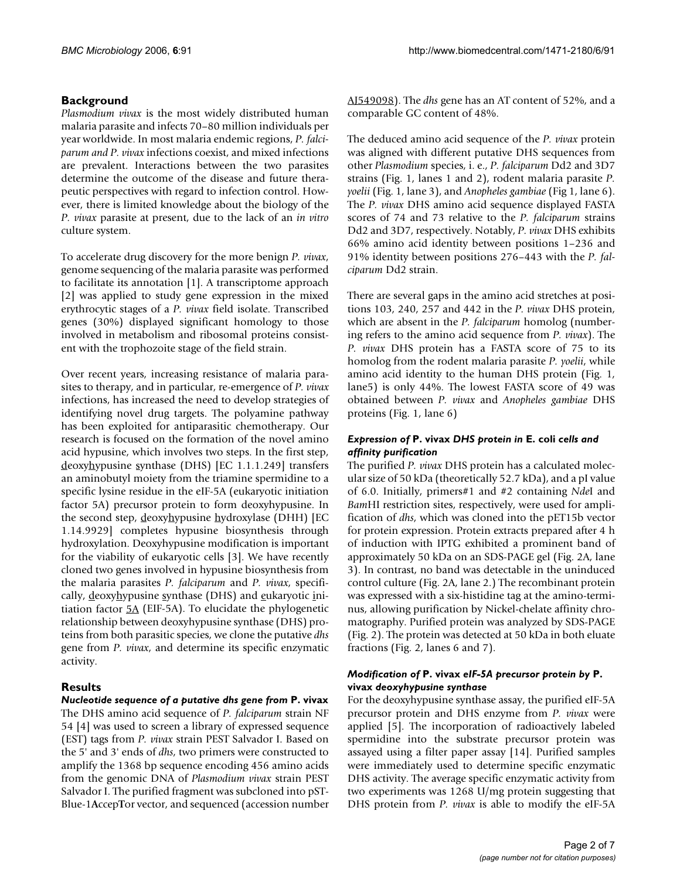## Background

*Plasmodium vivax* is the most widely distributed human malaria parasite and infects 70–80 million individuals per year worldwide. In most malaria endemic regions, *P. falciparum and P. vivax* infections coexist, and mixed infections are prevalent. Interactions between the two parasites determine the outcome of the disease and future therapeutic perspectives with regard to infection control. However, there is limited knowledge about the biology of the *P. vivax* parasite at present, due to the lack of an *in vitro* culture system.

To accelerate drug discovery for the more benign *P. vivax*, genome sequencing of the malaria parasite was performed to facilitate its annotation [1]. A transcriptome approach [2] was applied to study gene expression in the mixed erythrocytic stages of a *P. vivax* field isolate. Transcribed genes (30%) displayed significant homology to those involved in metabolism and ribosomal proteins consistent with the trophozoite stage of the field strain.

Over recent years, increasing resistance of malaria parasites to therapy, and in particular, re-emergence of *P. vivax* infections, has increased the need to develop strategies of identifying novel drug targets. The polyamine pathway has been exploited for antiparasitic chemotherapy. Our research is focused on the formation of the novel amino acid hypusine, which involves two steps. In the first step, deoxyhypusine synthase (DHS) [EC 1.1.1.249] transfers an aminobutyl moiety from the triamine spermidine to a specific lysine residue in the eIF-5A (eukaryotic initiation factor 5A) precursor protein to form deoxyhypusine. In the second step, deoxyhypusine hydroxylase (DHH) [EC 1.14.9929] completes hypusine biosynthesis through hydroxylation. Deoxyhypusine modification is important for the viability of eukaryotic cells [3]. We have recently cloned two genes involved in hypusine biosynthesis from the malaria parasites *P. falciparum* and *P. vivax*, specifically, deoxyhypusine synthase (DHS) and eukaryotic initiation factor 5A (EIF-5A). To elucidate the phylogenetic relationship between deoxyhypusine synthase (DHS) proteins from both parasitic species, we clone the putative *dhs* gene from *P. vivax*, and determine its specific enzymatic activity.

## Results

### *Nucleotide sequence of a putative dhs gene from* P. vivax

The DHS amino acid sequence of *P. falciparum* strain NF 54 [4] was used to screen a library of expressed sequence (EST) tags from *P. vivax* strain PEST Salvador I. Based on the 5' and 3' ends of *dhs*, two primers were constructed to amplify the 1368 bp sequence encoding 456 amino acids from the genomic DNA of *Plasmodium vivax* strain PEST Salvador I. The purified fragment was subcloned into pST-Blue-1AccepTor vector, and sequenced (accession number AJ549098). The *dhs* gene has an AT content of 52%, and a comparable GC content of 48%.

The deduced amino acid sequence of the *P. vivax* protein was aligned with different putative DHS sequences from other *Plasmodium* species, i. e., *P. falciparum* Dd2 and 3D7 strains (Fig. 1, lanes 1 and 2), rodent malaria parasite *P. yoelii* (Fig. 1, lane 3), and *Anopheles gambiae* (Fig 1, lane 6). The *P. vivax* DHS amino acid sequence displayed FASTA scores of 74 and 73 relative to the *P. falciparum* strains Dd2 and 3D7, respectively. Notably, *P. vivax* DHS exhibits 66% amino acid identity between positions 1–236 and 91% identity between positions 276–443 with the *P. falciparum* Dd2 strain.

There are several gaps in the amino acid stretches at positions 103, 240, 257 and 442 in the *P. vivax* DHS protein, which are absent in the *P. falciparum* homolog (numbering refers to the amino acid sequence from *P. vivax*). The *P. vivax* DHS protein has a FASTA score of 75 to its homolog from the rodent malaria parasite *P. yoelii*, while amino acid identity to the human DHS protein (Fig. 1, lane5) is only 44%. The lowest FASTA score of 49 was obtained between *P. vivax* and *Anopheles gambiae* DHS proteins (Fig. 1, lane 6)

### *Expression of* P. vivax *DHS protein in* E. coli *cells and affinity purification*

The purified *P. vivax* DHS protein has a calculated molecular size of 50 kDa (theoretically 52.7 kDa), and a pI value of 6.0. Initially, primers#1 and #2 containing *Nde*I and *Bam*HI restriction sites, respectively, were used for amplification of *dhs*, which was cloned into the pET15b vector for protein expression. Protein extracts prepared after 4 h of induction with IPTG exhibited a prominent band of approximately 50 kDa on an SDS-PAGE gel (Fig. 2A, lane 3). In contrast, no band was detectable in the uninduced control culture (Fig. 2A, lane 2.) The recombinant protein was expressed with a six-histidine tag at the amino-terminus, allowing purification by Nickel-chelate affinity chromatography. Purified protein was analyzed by SDS-PAGE (Fig. 2). The protein was detected at 50 kDa in both eluate fractions (Fig. 2, lanes 6 and 7).

### *Modification of* P. vivax *eIF-5A precursor protein by* P. vivax *deoxyhypusine synthase*

For the deoxyhypusine synthase assay, the purified eIF-5A precursor protein and DHS enzyme from *P. vivax* were applied [5]. The incorporation of radioactively labeled spermidine into the substrate precursor protein was assayed using a filter paper assay [14]. Purified samples were immediately used to determine specific enzymatic DHS activity. The average specific enzymatic activity from two experiments was 1268 U/mg protein suggesting that DHS protein from *P. vivax* is able to modify the eIF-5A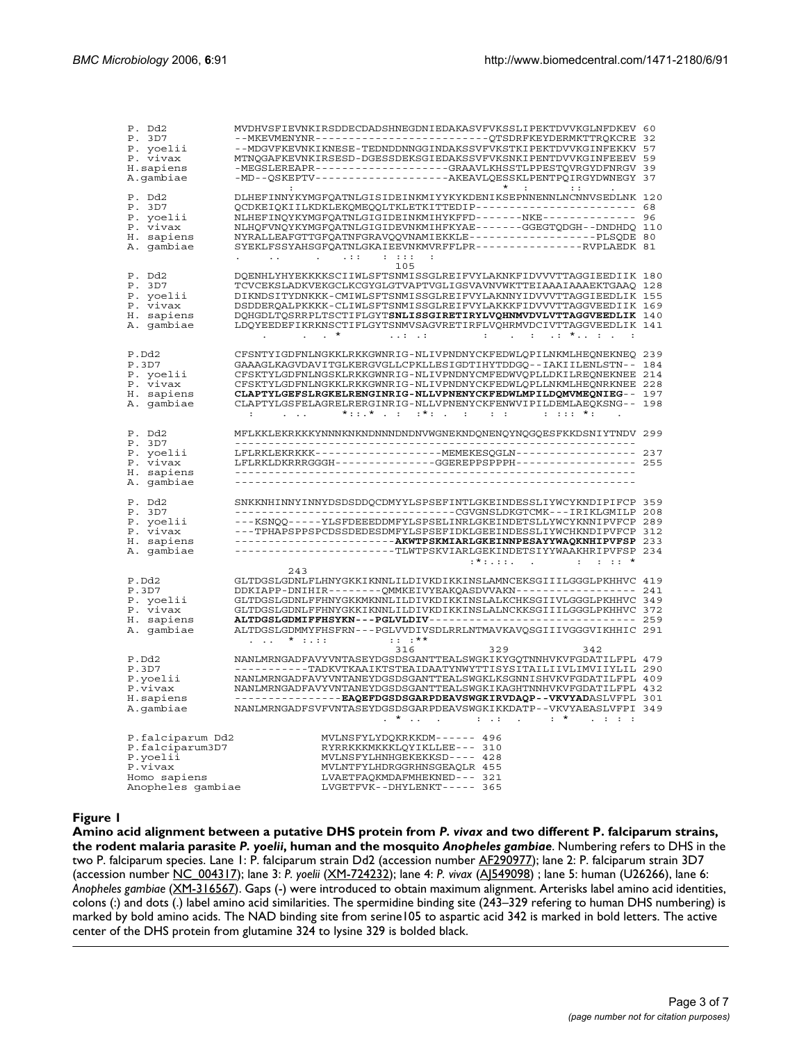```
P. Dd2        MVDHVSFIEVNKIRSDDECDADSHNEGDNIEDAKASVFVKSSLIPEKTDVVKGLNFDKEV 60
P. 3D7        --MKEVMENYNR--------------------------QTSDRFKEYDERMKTTRQKCRE 32
P. yoelii     --MDGVFKEVNKIKNESE-TEDNDDNNGGINDAKSSVFVKSTKIPEKTDVVKGINFEKKV 57
P. vivax      MTNQGAFKEVNKIRSESD-DGESSDEKSGIEDAKSSVFVKSNKIPENTDVVKGINFEEEV 59
H.sapiens     -MEGSLEREAPR--------------------GRAAVLKHSSTLPPESTQVRGYDFNRGV 39
A.gambiae     -MD--QSKEPTV--------------------AKEAVLQESSKLPENTPQIRGYDWNEGY 37
                       :                                   *  :       ::    .

P. Dd2        DLHEFINNYKYMGFQATNLGISIDEINKMIYYKYKDENIKSEPNNENNLNCNNVSEDLNK 120
P. 3D7        QCDKEIQKIILKDKLEKQMEQQLTKLETKITTEDIP------------------------ 68
P. yoelii     NLHEFINQYKYMGFQATNLGIGIDEINKMIHYKFFD-------NKE-------------- 96
P. vivax      NLHQFVNQYKYMGFQATNLGIGIDEVNKMIHFKYAE-------GGEGTQDGH--DNDHDQ 110
H. sapiens    NYRALLEAFGTTGFQATNFGRAVQQVNAMIEKKLE-------------------PLSQDE 80
A. gambiae    SYEKLFSSYAHSGFQATNLGKAIEEVNKMVRFFLPR----------------RVPLAEDK 81
              .    ..       .     .::     : :::   :
                                            105
P. Dd2        DQENHLYHYEKKKKSCIIWLSFTSNMISSGLREIFVYLAKNKFIDVVVTTAGGIEEDIIK 180
P. 3D7        TCVCEKSLADKVEKGCLKCGYGLGTVAPTVGLIGSVAVNVWKTTEIAAAIAAAEKTGAAQ 128
P. yoelii     DIKNDSITYDNKKK-CMIWLSFTSNMISSGLREIFVYLAKNNYIDVVVTTAGGIEEDLIK 155
P. vivax      DSDDERQALPKKKK-CLIWLSFTSNMISSGLREIFVYLAKKKFIDVVVTTAGGVEEDIIK 169
H. sapiens    DQHGDLTQSRRPLTSCTIFLGYTSNLISSGIRETIRYLVQHNMVDVLVTTAGGVEEDLIK 140
A. gambiae    LDQYEEDEFIKRKNSCTIFLGYTSNMVSAGVRETIRFLVQHRMVDCIVTTAGGVEEDLIK 141
                 .     .  . *        ..: .:        :     .   :   .: *..  :  .  :

P.Dd2         CFSNTYIGDFNLNGKKLRKKGWNRIG-NLIVPNDNYCKFEDWLQPILNKMLHEQNEKNEQ 239
P.3D7         GAAAGLKAGVDAVITGLKERGVGLLCPKLLESIGDTIHYTDDGQ--IAKIILENLSTN-- 184
P. yoelii     CFSKTYLGDFNLNGSKLRKKGWNRIG-NLIVPNDNYCMFEDWVQPLLDKILREQNEKNEE 214
P. vivax      CFSKTYLGDFNLNGKKLRKKGWNRIG-NLIVPNDNYCKFEDWLQPLLNKMLHEQNRKNEE 228
H. sapiens    CLAPTYLGEFSLRGKELRENGINRIG-NLLVPNENYCKFEDWLMPILDQMVMEQNIEG-- 197
A. gambiae    CLAPTYLGSFELAGRELRERGINRIG-NLLVPNENYCKFENWVIPILDEMLAEQKSNG-- 198
                :      .  ..      *::.* .  :   :*:  .   :     :  :       :  ::: *:     .

P. Dd2        MFLKKLEKRKKKYNNNKNKNDNNNDNDNVWGNEKNDQNENQYNQGQESFKKDSNIYTNDV 299
P. 3D7        ------------------------------------------------------------
P. yoelii     LFLRKLEKRKKK------------------MEMEKESQGLN------------------- 237
P. vivax      LFLRKLDKRRRGGGH---------------GGEREPPSPPPH------------------ 255
H. sapiens    ------------------------------------------------------------
A. gambiae    ------------------------------------------------------------

P. Dd2        SNKKNHINNYINNYDSDSDDQCDMYYLSPSEFINTLGKEINDESSLIYWCYKNDIPIFCP 359
P. 3D7        --------------------------------CGVGNSLDKGTCMK---IRIKLGMILP 208
P. yoelii     ---KSNQQ-----YLSFDEEEDDMFYLSPSELINRLGKEINDETSLLYWCYKNNIPVFCP 289
P. vivax      ---TPHAPSPPSPCDSSDEDESDMFYLSPSEFIDKLGEEINDESSLIYWCHKNDIPVFCP 312
H. sapiens    -----------------------AKWTPSKMIARLGKEINNPESAYYWAQKNHIPVFSP 233
A. gambiae    -----------------------TLWTPSKVIARLGEKINDETSIYYWAAKHRIPVFSP 234
                                          :*:.::.    .        :   : :: *
                 243
P.Dd2         GLTDGSLGDNLFLHNYGKKIKNNLILDIVKDIKKINSLAMNCEKSGIIILGGGLPKHHVC 419
P.3D7         DDKIAPP-DNIHIR--------QMMKEIVYEAKQASDVVAKN------------------ 241
P. yoelii     GLTDGSLGDNLFFHNYGKKMKNNLILDIVKDIKKINSLALKCHKSGIIVLGGGLPKHHVC 349
P. vivax      GLTDGSLGDNLFFHNYGKKIKNNLILDIVKDIKKINSLALNCKKSGIIILGGGLPKHHVC 372
H. sapiens    ALTDGSLGDMIFFHSYKN---PGLVLDIV------------------------------ 259
A. gambiae    ALTDGSLGDMMYFHSFRN---PGLVVDIVSDLRRLNTMAVKAVQSGIIIVGGGVIKHHIC 291
                . ..   *  :.::           :: :**
                                            316          329           342
P.Dd2         NANLMRNGADFAVYVNTASEYDGSDSGANTTEALSWGKIKYGQTNNHVKVFGDATILFPL 479
P.3D7         -----------TADKVTKAAIKTSTEAIDAATYNWYTTISYSITAILIIVLIMVIIYLIL 290
P.yoelii      NANLMRNGADFAVYVNTANEYDGSDSGANTTEALSWGKLKSGNNISHVKVFGDATILFPL 409
P.vivax       NANLMRNGADFAVYVNTANEYDGSDSGANTTEALSWGKIKAGHTNNHVKVFGDATILFPL 432
H.sapiens     ----------------EAQEFDGSDSGARPDEAVSWGKIRVDAQP--VKVYADASLVFPL 301
A.gambiae     NANLMRNGADFSVFVNTASEYDGSDSGARPDEAVSWGKIKKDATP--VKVYAEASLVFPI 349
                                . * ..   .      : .:   .      : *    . : : :

P.falciparum Dd2        MVLNSFYLYDQKRKKDM------ 496
P.falciparum3D7         RYRRKKKMKKKLQYIKLLEE--- 310
P.yoelii                MVLNSFYLHNHGEKEKKSD---- 428
P.vivax                 MVLNTFYLHDRGGRHNSGEAQLR 455
Homo sapiens            LVAETFAQKMDAFMHEKNED--- 321
Anopheles gambiae       LVGETFVK--DHYLENKT----- 365
```

**Figure 1**

**Amino acid alignment between a putative DHS protein from *P. vivax* and two different P. falciparum strains, the rodent malaria parasite *P. yoelii*, human and the mosquito *Anopheles gambiae*.** Numbering refers to DHS in the two P. falciparum species. Lane 1: P. falciparum strain Dd2 (accession number AF290977); lane 2: P. falciparum strain 3D7 (accession number NC_004317); lane 3: *P. yoelii* (XM-724232); lane 4: *P. vivax* (AJ549098) ; lane 5: human (U26266), lane 6: *Anopheles gambiae* (XM-316567). Gaps (-) were introduced to obtain maximum alignment. Arterisks label amino acid identities, colons (:) and dots (.) label amino acid similarities. The spermidine binding site (243–329 refering to human DHS numbering) is marked by bold amino acids. The NAD binding site from serine105 to aspartic acid 342 is marked in bold letters. The active center of the DHS protein from glutamine 324 to lysine 329 is bolded black.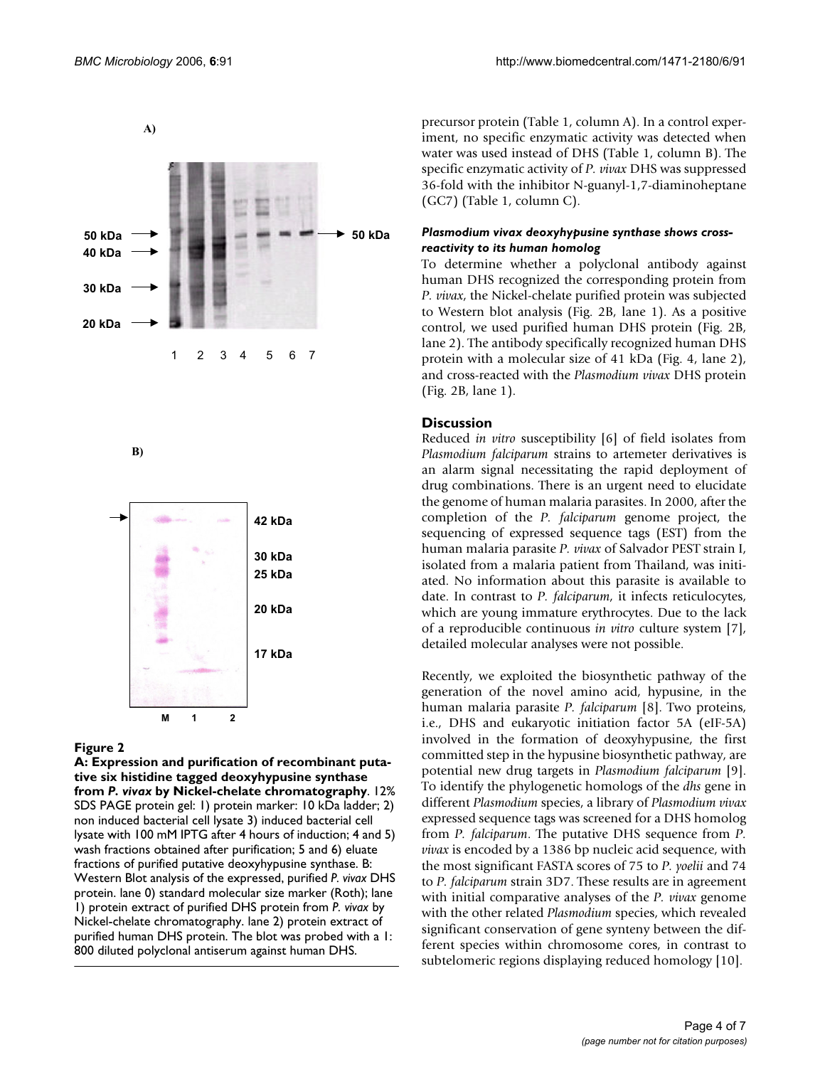**Figure 2**

**A: Expression and purification of recombinant putative six histidine tagged deoxyhypusine synthase from *P. vivax* by Nickel-chelate chromatography**. 12% SDS PAGE protein gel: 1) protein marker: 10 kDa ladder; 2) non induced bacterial cell lysate 3) induced bacterial cell lysate with 100 mM IPTG after 4 hours of induction; 4 and 5) wash fractions obtained after purification; 5 and 6) eluate fractions of purified putative deoxyhypusine synthase. B: Western Blot analysis of the expressed, purified *P. vivax* DHS protein. lane 0) standard molecular size marker (Roth); lane 1) protein extract of purified DHS protein from *P. vivax* by Nickel-chelate chromatography. lane 2) protein extract of purified human DHS protein. The blot was probed with a 1: 800 diluted polyclonal antiserum against human DHS.

precursor protein (Table 1, column A). In a control experiment, no specific enzymatic activity was detected when water was used instead of DHS (Table 1, column B). The specific enzymatic activity of *P. vivax* DHS was suppressed 36-fold with the inhibitor N-guanyl-1,7-diaminoheptane (GC7) (Table 1, column C).

### *Plasmodium vivax deoxyhypusine synthase shows cross-reactivity to its human homolog*

To determine whether a polyclonal antibody against human DHS recognized the corresponding protein from *P. vivax*, the Nickel-chelate purified protein was subjected to Western blot analysis (Fig. 2B, lane 1). As a positive control, we used purified human DHS protein (Fig. 2B, lane 2). The antibody specifically recognized human DHS protein with a molecular size of 41 kDa (Fig. 4, lane 2), and cross-reacted with the *Plasmodium vivax* DHS protein (Fig. 2B, lane 1).

## Discussion

Reduced *in vitro* susceptibility [6] of field isolates from *Plasmodium falciparum* strains to artemeter derivatives is an alarm signal necessitating the rapid deployment of drug combinations. There is an urgent need to elucidate the genome of human malaria parasites. In 2000, after the completion of the *P. falciparum* genome project, the sequencing of expressed sequence tags (EST) from the human malaria parasite *P. vivax* of Salvador PEST strain I, isolated from a malaria patient from Thailand, was initiated. No information about this parasite is available to date. In contrast to *P. falciparum*, it infects reticulocytes, which are young immature erythrocytes. Due to the lack of a reproducible continuous *in vitro* culture system [7], detailed molecular analyses were not possible.

Recently, we exploited the biosynthetic pathway of the generation of the novel amino acid, hypusine, in the human malaria parasite *P. falciparum* [8]. Two proteins, i.e., DHS and eukaryotic initiation factor 5A (eIF-5A) involved in the formation of deoxyhypusine, the first committed step in the hypusine biosynthetic pathway, are potential new drug targets in *Plasmodium falciparum* [9]. To identify the phylogenetic homologs of the *dhs* gene in different *Plasmodium* species, a library of *Plasmodium vivax* expressed sequence tags was screened for a DHS homolog from *P. falciparum*. The putative DHS sequence from *P. vivax* is encoded by a 1386 bp nucleic acid sequence, with the most significant FASTA scores of 75 to *P. yoelii* and 74 to *P. falciparum* strain 3D7. These results are in agreement with initial comparative analyses of the *P. vivax* genome with the other related *Plasmodium* species, which revealed significant conservation of gene synteny between the different species within chromosome cores, in contrast to subtelomeric regions displaying reduced homology [10].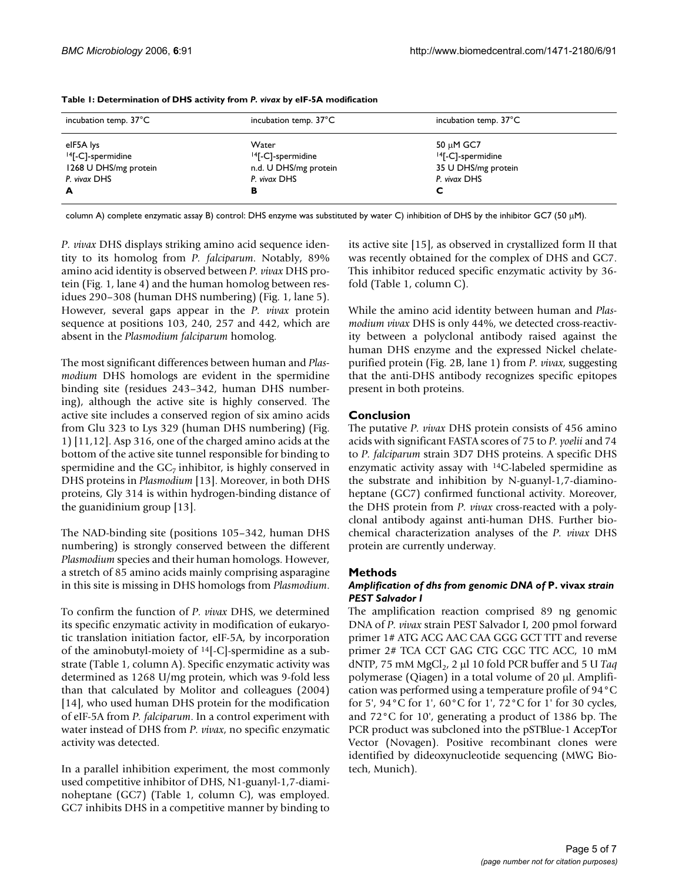**Table 1: Determination of DHS activity from *P. vivax* by eIF-5A modification**

| incubation temp. 37°C | incubation temp. 37°C | incubation temp. 37°C |
| --- | --- | --- |
| eIF5A lys | Water | 50 μM GC7 |
| $^{14}$[-C]-spermidine | $^{14}$[-C]-spermidine | $^{14}$[-C]-spermidine |
| 1268 U DHS/mg protein | n.d. U DHS/mg protein | 35 U DHS/mg protein |
| *P. vivax* DHS | *P. vivax* DHS | *P. vivax* DHS |
| **A** | **B** | **C** |

column A) complete enzymatic assay B) control: DHS enzyme was substituted by water C) inhibition of DHS by the inhibitor GC7 (50 μM).

*P. vivax* DHS displays striking amino acid sequence identity to its homolog from *P. falciparum*. Notably, 89% amino acid identity is observed between *P. vivax* DHS protein (Fig. 1, lane 4) and the human homolog between residues 290–308 (human DHS numbering) (Fig. 1, lane 5). However, several gaps appear in the *P. vivax* protein sequence at positions 103, 240, 257 and 442, which are absent in the *Plasmodium falciparum* homolog.

The most significant differences between human and *Plasmodium* DHS homologs are evident in the spermidine binding site (residues 243–342, human DHS numbering), although the active site is highly conserved. The active site includes a conserved region of six amino acids from Glu 323 to Lys 329 (human DHS numbering) (Fig. 1) [11,12]. Asp 316, one of the charged amino acids at the bottom of the active site tunnel responsible for binding to spermidine and the $GC_7$ inhibitor, is highly conserved in DHS proteins in *Plasmodium* [13]. Moreover, in both DHS proteins, Gly 314 is within hydrogen-binding distance of the guanidinium group [13].

The NAD-binding site (positions 105–342, human DHS numbering) is strongly conserved between the different *Plasmodium* species and their human homologs. However, a stretch of 85 amino acids mainly comprising asparagine in this site is missing in DHS homologs from *Plasmodium*.

To confirm the function of *P. vivax* DHS, we determined its specific enzymatic activity in modification of eukaryotic translation initiation factor, eIF-5A, by incorporation of the aminobutyl-moiety of $^{14}$[-C]-spermidine as a substrate (Table 1, column A). Specific enzymatic activity was determined as 1268 U/mg protein, which was 9-fold less than that calculated by Molitor and colleagues (2004) [14], who used human DHS protein for the modification of eIF-5A from *P. falciparum*. In a control experiment with water instead of DHS from *P. vivax*, no specific enzymatic activity was detected.

In a parallel inhibition experiment, the most commonly used competitive inhibitor of DHS, N1-guanyl-1,7-diaminoheptane (GC7) (Table 1, column C), was employed. GC7 inhibits DHS in a competitive manner by binding to its active site [15], as observed in crystallized form II that was recently obtained for the complex of DHS and GC7. This inhibitor reduced specific enzymatic activity by 36-fold (Table 1, column C).

While the amino acid identity between human and *Plasmodium vivax* DHS is only 44%, we detected cross-reactivity between a polyclonal antibody raised against the human DHS enzyme and the expressed Nickel chelate-purified protein (Fig. 2B, lane 1) from *P. vivax*, suggesting that the anti-DHS antibody recognizes specific epitopes present in both proteins.

## Conclusion

The putative *P. vivax* DHS protein consists of 456 amino acids with significant FASTA scores of 75 to *P. yoelii* and 74 to *P. falciparum* strain 3D7 DHS proteins. A specific DHS enzymatic activity assay with $^{14}$C-labeled spermidine as the substrate and inhibition by N-guanyl-1,7-diaminoheptane (GC7) confirmed functional activity. Moreover, the DHS protein from *P. vivax* cross-reacted with a polyclonal antibody against anti-human DHS. Further biochemical characterization analyses of the *P. vivax* DHS protein are currently underway.

## Methods

### *Amplification of dhs from genomic DNA of* P. vivax *strain PEST Salvador I*

The amplification reaction comprised 89 ng genomic DNA of *P. vivax* strain PEST Salvador I, 200 pmol forward primer 1# ATG ACG AAC CAA GGG GCT TTT and reverse primer 2# TCA CCT GAG CTG CGC TTC ACC, 10 mM dNTP, 75 mM $MgCl_2$, 2 μl 10 fold PCR buffer and 5 U *Taq* polymerase (Qiagen) in a total volume of 20 μl. Amplification was performed using a temperature profile of 94°C for 5', 94°C for 1', 60°C for 1', 72°C for 1' for 30 cycles, and 72°C for 10', generating a product of 1386 bp. The PCR product was subcloned into the pSTBlue-1 **A**ccep**T**or Vector (Novagen). Positive recombinant clones were identified by dideoxynucleotide sequencing (MWG Biotech, Munich).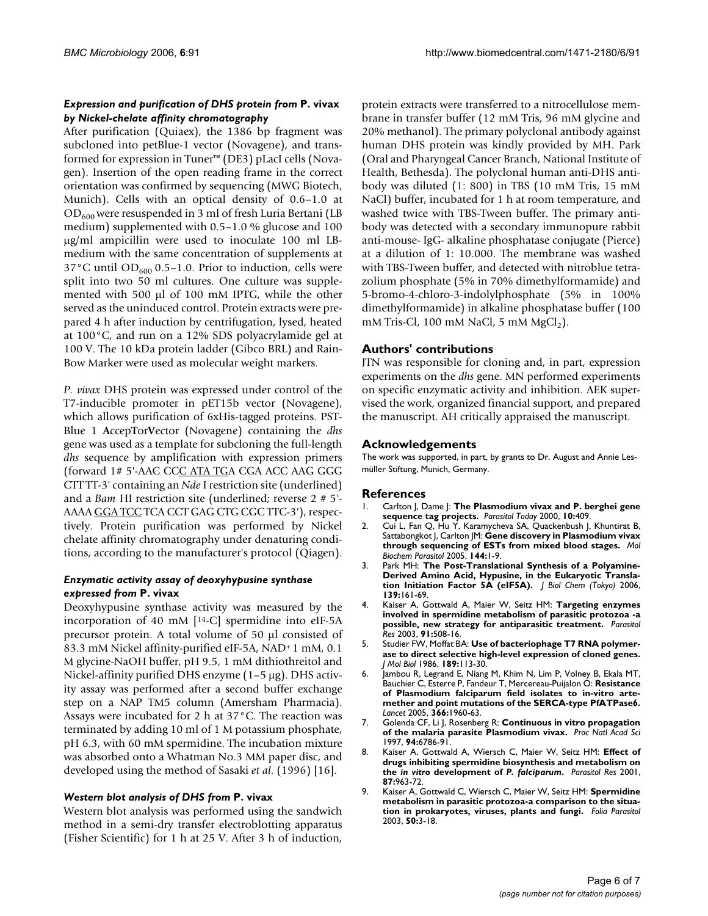### *Expression and purification of DHS protein from* P. vivax *by Nickel-chelate affinity chromatography*

After purification (Quiaex), the 1386 bp fragment was subcloned into petBlue-1 vector (Novagene), and transformed for expression in Tuner™ (DE3) pLacI cells (Novagen). Insertion of the open reading frame in the correct orientation was confirmed by sequencing (MWG Biotech, Munich). Cells with an optical density of 0.6–1.0 at $OD_{600}$ were resuspended in 3 ml of fresh Luria Bertani (LB medium) supplemented with 0.5–1.0 % glucose and 100 μg/ml ampicillin were used to inoculate 100 ml LB-medium with the same concentration of supplements at 37°C until $OD_{600}$ 0.5–1.0. Prior to induction, cells were split into two 50 ml cultures. One culture was supplemented with 500 μl of 100 mM IPTG, while the other served as the uninduced control. Protein extracts were prepared 4 h after induction by centrifugation, lysed, heated at 100°C, and run on a 12% SDS polyacrylamide gel at 100 V. The 10 kDa protein ladder (Gibco BRL) and RainBow Marker were used as molecular weight markers.

*P. vivax* DHS protein was expressed under control of the T7-inducible promoter in pET15b vector (Novagene), which allows purification of 6xHis-tagged proteins. PST-Blue 1 **A**ccep**T**or**V**ector (Novagene) containing the *dhs* gene was used as a template for subcloning the full-length *dhs* sequence by amplification with expression primers (forward 1# 5'-AAC CCC ATA TGA CGA ACC AAG GGG CTT TT-3' containing an *Nde* I restriction site (underlined) and a *Bam* HI restriction site (underlined; reverse 2 # 5'-AAAA GGA TCC TCA CCT GAG CTG CGC TTC-3'), respectively. Protein purification was performed by Nickel chelate affinity chromatography under denaturing conditions, according to the manufacturer's protocol (Qiagen).

### *Enzymatic activity assay of deoxyhypusine synthase expressed from* P. vivax

Deoxyhypusine synthase activity was measured by the incorporation of 40 mM [14-C] spermidine into eIF-5A precursor protein. A total volume of 50 μl consisted of 83.3 mM Nickel affinity-purified eIF-5A, $NAD^+$ 1 mM, 0.1 M glycine-NaOH buffer, pH 9.5, 1 mM dithiothreitol and Nickel-affinity purified DHS enzyme (1–5 μg). DHS activity assay was performed after a second buffer exchange step on a NAP TM5 column (Amersham Pharmacia). Assays were incubated for 2 h at 37°C. The reaction was terminated by adding 10 ml of 1 M potassium phosphate, pH 6.3, with 60 mM spermidine. The incubation mixture was absorbed onto a Whatman No.3 MM paper disc, and developed using the method of Sasaki *et al*. (1996) [16].

### *Western blot analysis of DHS from* P. vivax

Western blot analysis was performed using the sandwich method in a semi-dry transfer electroblotting apparatus (Fisher Scientific) for 1 h at 25 V. After 3 h of induction, protein extracts were transferred to a nitrocellulose membrane in transfer buffer (12 mM Tris, 96 mM glycine and 20% methanol). The primary polyclonal antibody against human DHS protein was kindly provided by MH. Park (Oral and Pharyngeal Cancer Branch, National Institute of Health, Bethesda). The polyclonal human anti-DHS antibody was diluted (1: 800) in TBS (10 mM Tris, 15 mM NaCl) buffer, incubated for 1 h at room temperature, and washed twice with TBS-Tween buffer. The primary antibody was detected with a secondary immunopure rabbit anti-mouse- IgG- alkaline phosphatase conjugate (Pierce) at a dilution of 1: 10.000. The membrane was washed with TBS-Tween buffer, and detected with nitroblue tetrazolium phosphate (5% in 70% dimethylformamide) and 5-bromo-4-chloro-3-indolylphosphate (5% in 100% dimethylformamide) in alkaline phosphatase buffer (100 mM Tris-Cl, 100 mM NaCl, 5 mM $MgCl_2$).

## Authors' contributions

JTN was responsible for cloning and, in part, expression experiments on the *dhs* gene. MN performed experiments on specific enzymatic activity and inhibition. AEK supervised the work, organized financial support, and prepared the manuscript. AH critically appraised the manuscript.

## Acknowledgements

The work was supported, in part, by grants to Dr. August and Annie Lesmüller Stiftung, Munich, Germany.

## References

1. Carlton J, Dame J: **The Plasmodium vivax and P. berghei gene sequence tag projects.** *Parasitol Today* 2000, **10:**409.
2. Cui L, Fan Q, Hu Y, Karamycheva SA, Quackenbush J, Khuntirat B, Sattabongkot J, Carlton JM: **Gene discovery in Plasmodium vivax through sequencing of ESTs from mixed blood stages.** *Mol Biochem Parasitol* 2005, **144:**1-9.
3. Park MH: **The Post-Translational Synthesis of a Polyamine-Derived Amino Acid, Hypusine, in the Eukaryotic Translation Initiation Factor 5A (eIF5A).** *J Biol Chem (Tokyo)* 2006, **139:**161-69.
4. Kaiser A, Gottwald A, Maier W, Seitz HM: **Targeting enzymes involved in spermidine metabolism of parasitic protozoa -a possible, new strategy for antiparasitic treatment.** *Parasitol Res* 2003, **91:**508-16.
5. Studier FW, Moffat BA: **Use of bacteriophage T7 RNA polymerase to direct selective high-level expression of cloned genes.** *J Mol Biol* 1986, **189:**113-30.
6. Jambou R, Legrand E, Niang M, Khim N, Lim P, Volney B, Ekala MT, Bauchier C, Esterre P, Fandeur T, Mercereau-Puijalon O: **Resistance of Plasmodium falciparum field isolates to in-vitro artemether and point mutations of the SERCA-type PfATPase6.** *Lancet* 2005, **366:**1960-63.
7. Golenda CF, Li J, Rosenberg R: **Continuous in vitro propagation of the malaria parasite Plasmodium vivax.** *Proc Natl Acad Sci* 1997, **94:**6786-91.
8. Kaiser A, Gottwald A, Wiersch C, Maier W, Seitz HM: **Effect of drugs inhibiting spermidine biosynthesis and metabolism on the *in vitro* development of *P. falciparum*.** *Parasitol Res* 2001, **87:**963-72.
9. Kaiser A, Gottwald C, Wiersch C, Maier W, Seitz HM: **Spermidine metabolism in parasitic protozoa-a comparison to the situation in prokaryotes, viruses, plants and fungi.** *Folia Parasitol* 2003, **50:**3-18.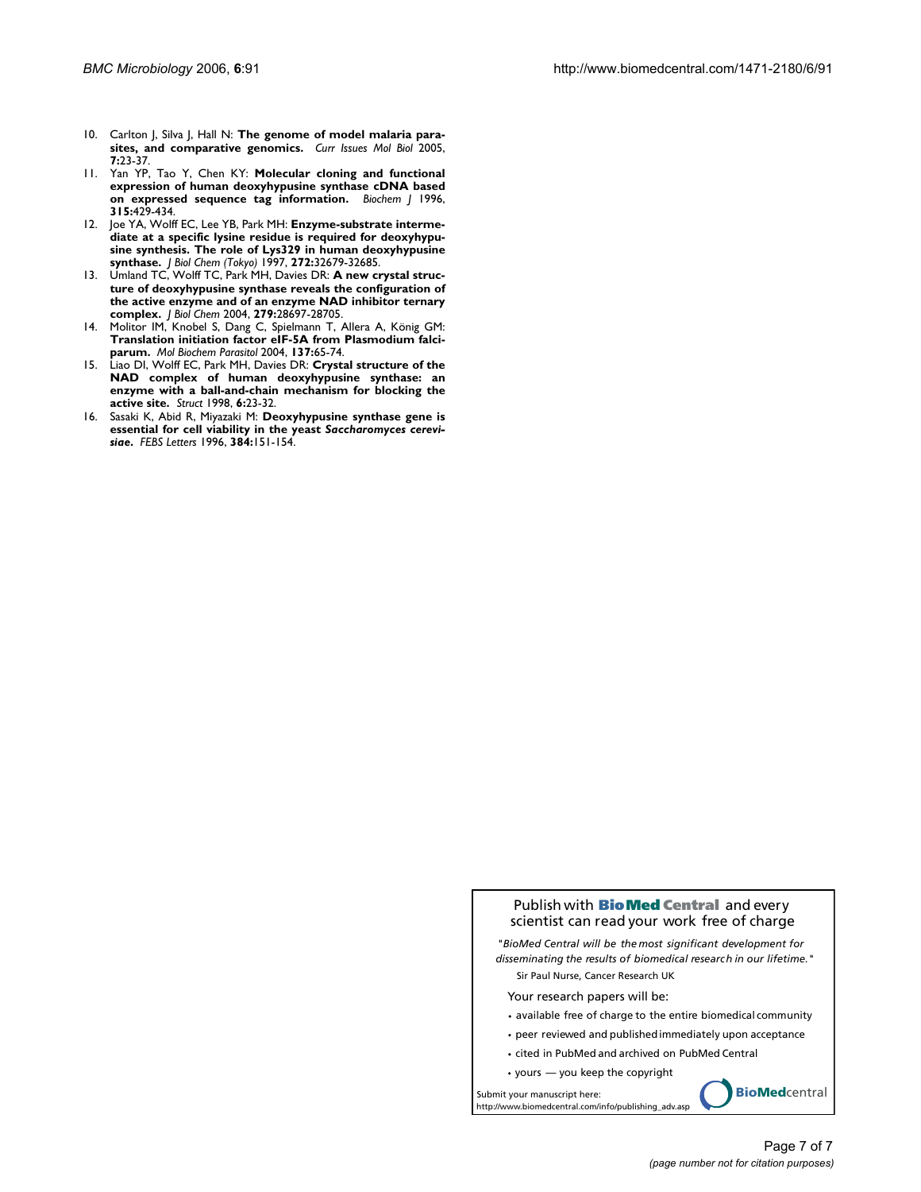10. Carlton J, Silva J, Hall N: **The genome of model malaria parasites, and comparative genomics.** *Curr Issues Mol Biol* 2005, **7:**23-37.
11. Yan YP, Tao Y, Chen KY: **Molecular cloning and functional expression of human deoxyhypusine synthase cDNA based on expressed sequence tag information.** *Biochem J* 1996, **315:**429-434.
12. Joe YA, Wolff EC, Lee YB, Park MH: **Enzyme-substrate intermediate at a specific lysine residue is required for deoxyhypusine synthesis. The role of Lys329 in human deoxyhypusine synthase.** *J Biol Chem (Tokyo)* 1997, **272:**32679-32685.
13. Umland TC, Wolff TC, Park MH, Davies DR: **A new crystal structure of deoxyhypusine synthase reveals the configuration of the active enzyme and of an enzyme NAD inhibitor ternary complex.** *J Biol Chem* 2004, **279:**28697-28705.
14. Molitor IM, Knobel S, Dang C, Spielmann T, Allera A, König GM: **Translation initiation factor eIF-5A from Plasmodium falciparum.** *Mol Biochem Parasitol* 2004, **137:**65-74.
15. Liao DI, Wolff EC, Park MH, Davies DR: **Crystal structure of the NAD complex of human deoxyhypusine synthase: an enzyme with a ball-and-chain mechanism for blocking the active site.** *Struct* 1998, **6:**23-32.
16. Sasaki K, Abid R, Miyazaki M: **Deoxyhypusine synthase gene is essential for cell viability in the yeast *Saccharomyces cerevisiae*.** *FEBS Letters* 1996, **384:**151-154.

Publish with **BioMed Central** and every scientist can read your work free of charge

*"BioMed Central will be the most significant development for disseminating the results of biomedical research in our lifetime."*

Sir Paul Nurse, Cancer Research UK

Your research papers will be:

- available free of charge to the entire biomedical community
- peer reviewed and published immediately upon acceptance
- cited in PubMed and archived on PubMed Central
- yours — you keep the copyright

Submit your manuscript here:
http://www.biomedcentral.com/info/publishing_adv.asp

**BioMed**central